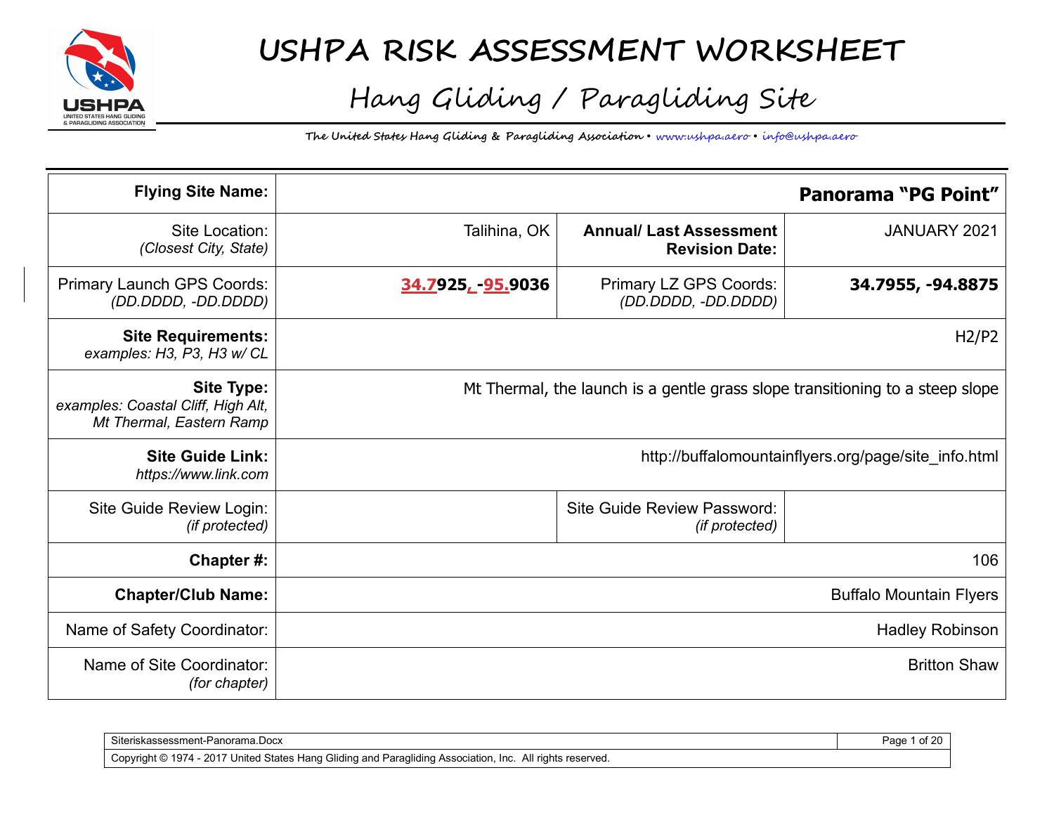# USHPA RISK ASSESSMENT WORKSHEET

## Hang Gliding / Paragliding Site

**The United States Hang Gliding & Paragliding Association • www.ushpa.aero • info@ushpa.aero**

| **Flying Site Name:** | **Panorama "PG Point"** | | |
|---|---|---|---|
| Site Location: *(Closest City, State)* | Talihina, OK | **Annual/ Last Assessment Revision Date:** | JANUARY 2021 |
| Primary Launch GPS Coords: *(DD.DDDD, -DD.DDDD)* | **34.7925, -95.9036** | Primary LZ GPS Coords: *(DD.DDDD, -DD.DDDD)* | **34.7955, -94.8875** |
| **Site Requirements:** *examples: H3, P3, H3 w/ CL* | H2/P2 | | |
| **Site Type:** *examples: Coastal Cliff, High Alt, Mt Thermal, Eastern Ramp* | Mt Thermal, the launch is a gentle grass slope transitioning to a steep slope | | |
| **Site Guide Link:** *https://www.link.com* | http://buffalomountainflyers.org/page/site_info.html | | |
| Site Guide Review Login: *(if protected)* | | Site Guide Review Password: *(if protected)* | |
| **Chapter #:** | 106 | | |
| **Chapter/Club Name:** | Buffalo Mountain Flyers | | |
| Name of Safety Coordinator: | Hadley Robinson | | |
| Name of Site Coordinator: *(for chapter)* | Britton Shaw | | |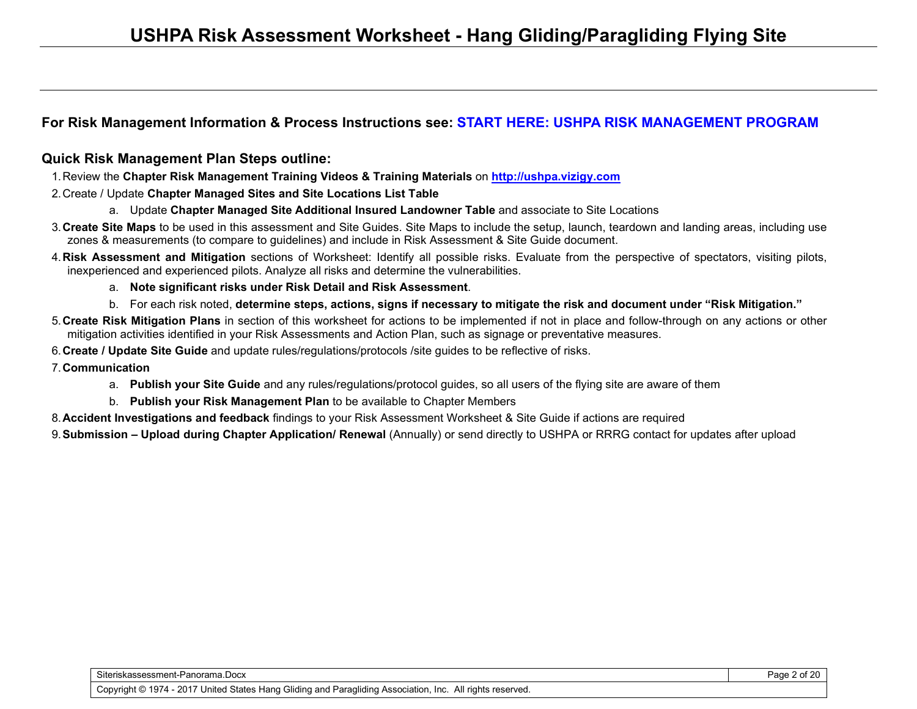# USHPA Risk Assessment Worksheet - Hang Gliding/Paragliding Flying Site

**For Risk Management Information & Process Instructions see: START HERE: USHPA RISK MANAGEMENT PROGRAM**

## Quick Risk Management Plan Steps outline:

1. Review the **Chapter Risk Management Training Videos & Training Materials** on **http://ushpa.vizigy.com**
2. Create / Update **Chapter Managed Sites and Site Locations List Table**
    a. Update **Chapter Managed Site Additional Insured Landowner Table** and associate to Site Locations
3. **Create Site Maps** to be used in this assessment and Site Guides. Site Maps to include the setup, launch, teardown and landing areas, including use zones & measurements (to compare to guidelines) and include in Risk Assessment & Site Guide document.
4. **Risk Assessment and Mitigation** sections of Worksheet: Identify all possible risks. Evaluate from the perspective of spectators, visiting pilots, inexperienced and experienced pilots. Analyze all risks and determine the vulnerabilities.
    a. **Note significant risks under Risk Detail and Risk Assessment**.
    b. For each risk noted, **determine steps, actions, signs if necessary to mitigate the risk and document under "Risk Mitigation."**
5. **Create Risk Mitigation Plans** in section of this worksheet for actions to be implemented if not in place and follow-through on any actions or other mitigation activities identified in your Risk Assessments and Action Plan, such as signage or preventative measures.
6. **Create / Update Site Guide** and update rules/regulations/protocols /site guides to be reflective of risks.
7. **Communication**
    a. **Publish your Site Guide** and any rules/regulations/protocol guides, so all users of the flying site are aware of them
    b. **Publish your Risk Management Plan** to be available to Chapter Members
8. **Accident Investigations and feedback** findings to your Risk Assessment Worksheet & Site Guide if actions are required
9. **Submission – Upload during Chapter Application/ Renewal** (Annually) or send directly to USHPA or RRRG contact for updates after upload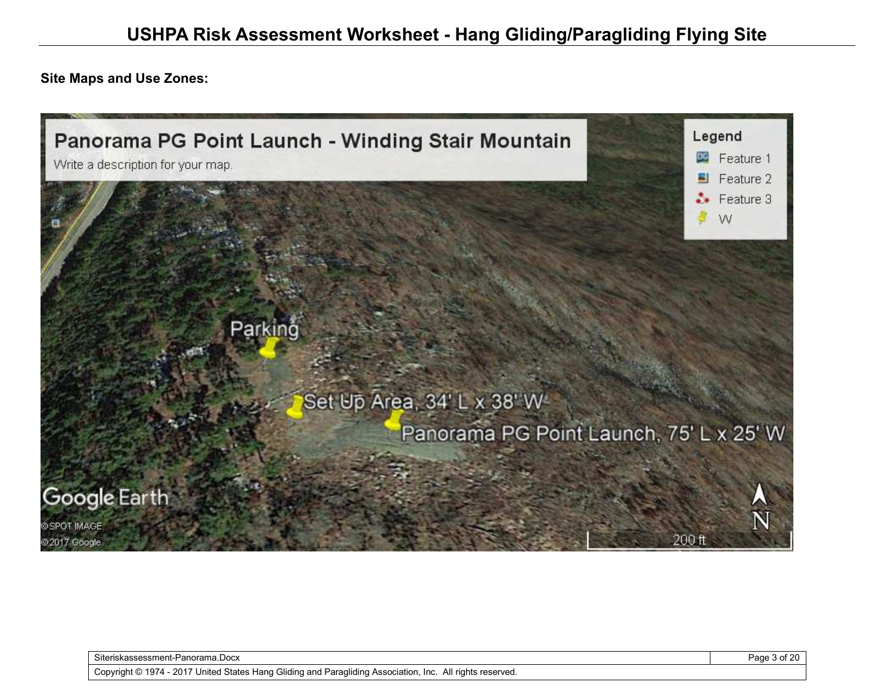## Site Maps and Use Zones:

Panorama PG Point Launch - Winding Stair Mountain

Write a description for your map.

Legend
- Feature 1
- Feature 2
- Feature 3
- W

Parking

Set Up Area, 34' L x 38' W

Panorama PG Point Launch, 75' L x 25' W

Google Earth

©SPOT IMAGE

©2017 Google

200 ft

N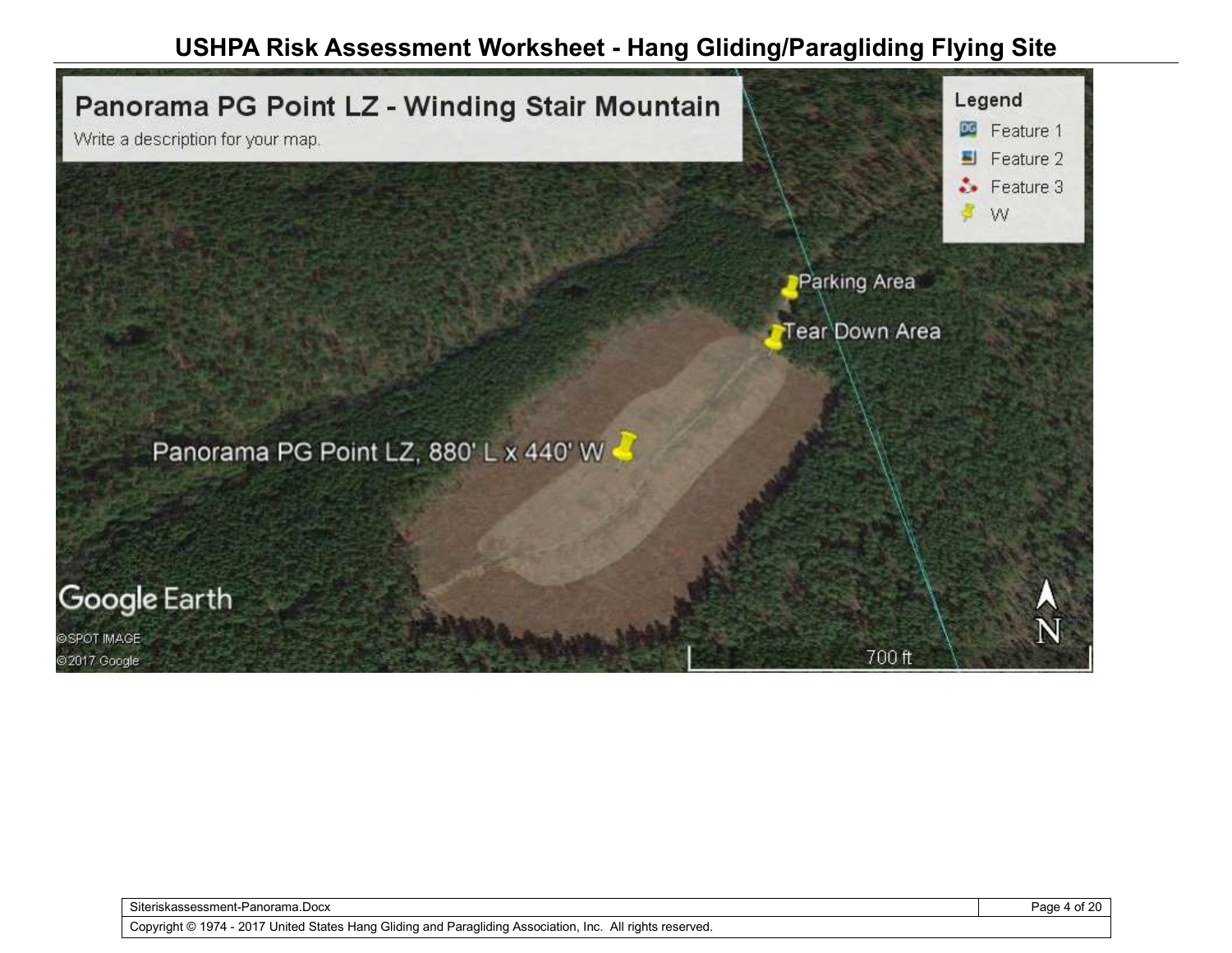## Panorama PG Point LZ - Winding Stair Mountain

Write a description for your map.

**Legend**

- Feature 1
- Feature 2
- Feature 3
- W

Parking Area

Tear Down Area

Panorama PG Point LZ, 880' L x 440' W

Google Earth

©SPOT IMAGE

©2017 Google

700 ft

N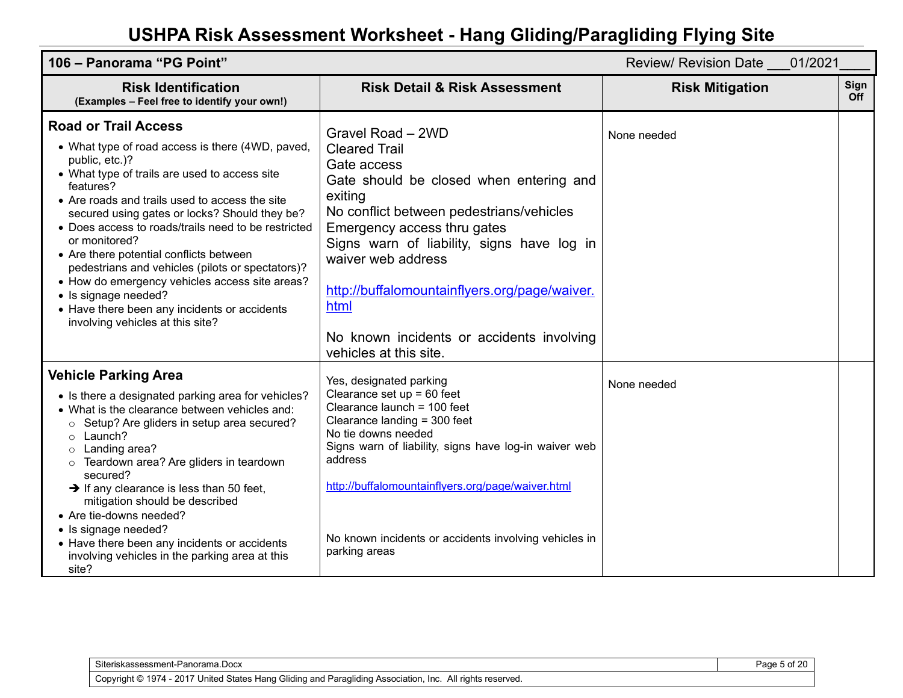# USHPA Risk Assessment Worksheet - Hang Gliding/Paragliding Flying Site

**106 – Panorama "PG Point"** Review/ Revision Date ___01/2021____

| Risk Identification (Examples – Feel free to identify your own!) | Risk Detail & Risk Assessment | Risk Mitigation | Sign Off |
|---|---|---|---|
| **Road or Trail Access**<br>• What type of road access is there (4WD, paved, public, etc.)?<br>• What type of trails are used to access site features?<br>• Are roads and trails used to access the site secured using gates or locks? Should they be?<br>• Does access to roads/trails need to be restricted or monitored?<br>• Are there potential conflicts between pedestrians and vehicles (pilots or spectators)?<br>• How do emergency vehicles access site areas?<br>• Is signage needed?<br>• Have there been any incidents or accidents involving vehicles at this site? | Gravel Road – 2WD<br>Cleared Trail<br>Gate access<br>Gate should be closed when entering and exiting<br>No conflict between pedestrians/vehicles<br>Emergency access thru gates<br>Signs warn of liability, signs have log in waiver web address<br><br>http://buffalomountainflyers.org/page/waiver.html<br><br>No known incidents or accidents involving vehicles at this site. | None needed | |
| **Vehicle Parking Area**<br>• Is there a designated parking area for vehicles?<br>• What is the clearance between vehicles and:<br>○ Setup? Are gliders in setup area secured?<br>○ Launch?<br>○ Landing area?<br>○ Teardown area? Are gliders in teardown secured?<br>➔ If any clearance is less than 50 feet, mitigation should be described<br>• Are tie-downs needed?<br>• Is signage needed?<br>• Have there been any incidents or accidents involving vehicles in the parking area at this site? | Yes, designated parking<br>Clearance set up = 60 feet<br>Clearance launch = 100 feet<br>Clearance landing = 300 feet<br>No tie downs needed<br>Signs warn of liability, signs have log-in waiver web address<br><br>http://buffalomountainflyers.org/page/waiver.html<br><br>No known incidents or accidents involving vehicles in parking areas | None needed | |

Siteriskassessment-Panorama.Docx

Copyright © 1974 - 2017 United States Hang Gliding and Paragliding Association, Inc. All rights reserved.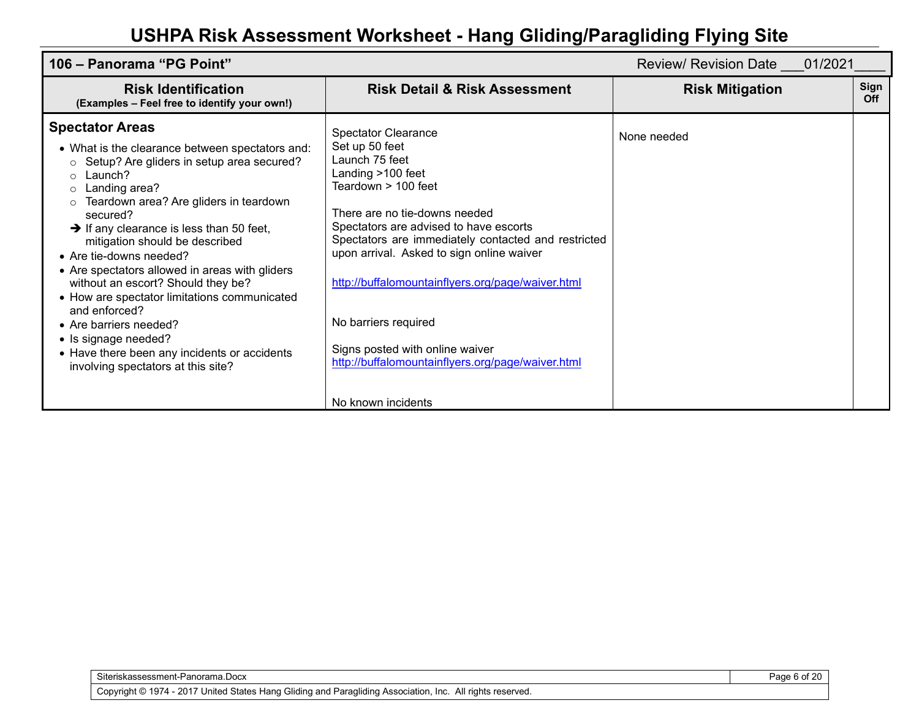# USHPA Risk Assessment Worksheet - Hang Gliding/Paragliding Flying Site

| **106 – Panorama "PG Point"** | | Review/ Revision Date ___01/2021____ | |
|---|---|---|---|
| **Risk Identification** (Examples – Feel free to identify your own!) | **Risk Detail & Risk Assessment** | **Risk Mitigation** | **Sign Off** |
| **Spectator Areas**<br>• What is the clearance between spectators and:<br>○ Setup? Are gliders in setup area secured?<br>○ Launch?<br>○ Landing area?<br>○ Teardown area? Are gliders in teardown secured?<br>➔ If any clearance is less than 50 feet, mitigation should be described<br>• Are tie-downs needed?<br>• Are spectators allowed in areas with gliders without an escort? Should they be?<br>• How are spectator limitations communicated and enforced?<br>• Are barriers needed?<br>• Is signage needed?<br>• Have there been any incidents or accidents involving spectators at this site? | Spectator Clearance<br>Set up 50 feet<br>Launch 75 feet<br>Landing >100 feet<br>Teardown > 100 feet<br><br>There are no tie-downs needed<br>Spectators are advised to have escorts<br>Spectators are immediately contacted and restricted upon arrival. Asked to sign online waiver<br><br>http://buffalomountainflyers.org/page/waiver.html<br><br>No barriers required<br><br>Signs posted with online waiver<br>http://buffalomountainflyers.org/page/waiver.html<br><br>No known incidents | None needed | |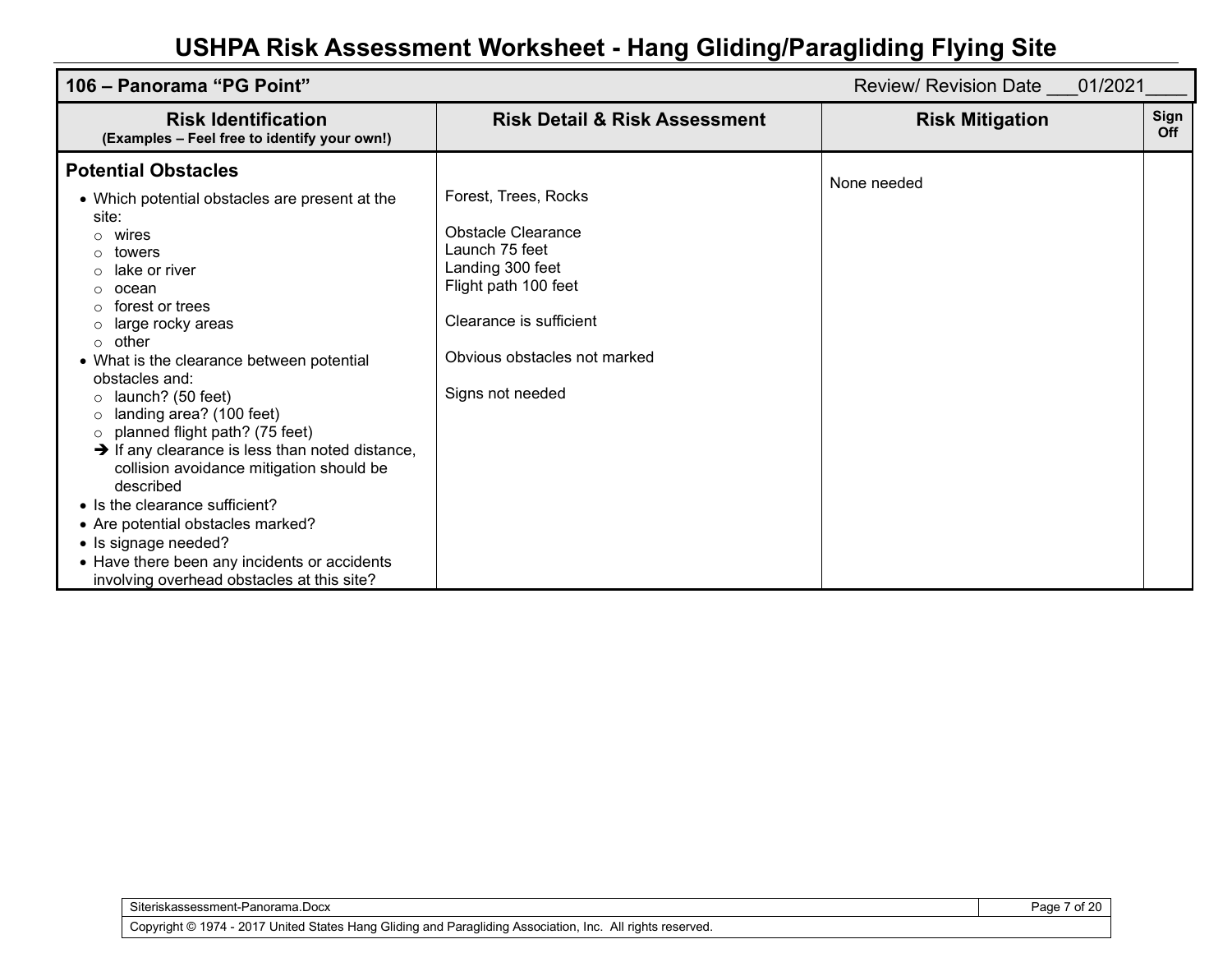# USHPA Risk Assessment Worksheet - Hang Gliding/Paragliding Flying Site

| **106 – Panorama "PG Point"** | | Review/ Revision Date \_\_\_01/2021\_\_\_\_ | |
|---|---|---|---|
| **Risk Identification** **(Examples – Feel free to identify your own!)** | **Risk Detail & Risk Assessment** | **Risk Mitigation** | **Sign Off** |
| **Potential Obstacles**<br>• Which potential obstacles are present at the site:<br>&nbsp;&nbsp;○ wires<br>&nbsp;&nbsp;○ towers<br>&nbsp;&nbsp;○ lake or river<br>&nbsp;&nbsp;○ ocean<br>&nbsp;&nbsp;○ forest or trees<br>&nbsp;&nbsp;○ large rocky areas<br>&nbsp;&nbsp;○ other<br>• What is the clearance between potential obstacles and:<br>&nbsp;&nbsp;○ launch? (50 feet)<br>&nbsp;&nbsp;○ landing area? (100 feet)<br>&nbsp;&nbsp;○ planned flight path? (75 feet)<br>&nbsp;&nbsp;➔ If any clearance is less than noted distance, collision avoidance mitigation should be described<br>• Is the clearance sufficient?<br>• Are potential obstacles marked?<br>• Is signage needed?<br>• Have there been any incidents or accidents involving overhead obstacles at this site? | Forest, Trees, Rocks<br><br>Obstacle Clearance<br>Launch 75 feet<br>Landing 300 feet<br>Flight path 100 feet<br><br>Clearance is sufficient<br><br>Obvious obstacles not marked<br><br>Signs not needed | None needed | |

Siteriskassessment-Panorama.Docx

Copyright © 1974 - 2017 United States Hang Gliding and Paragliding Association, Inc. All rights reserved.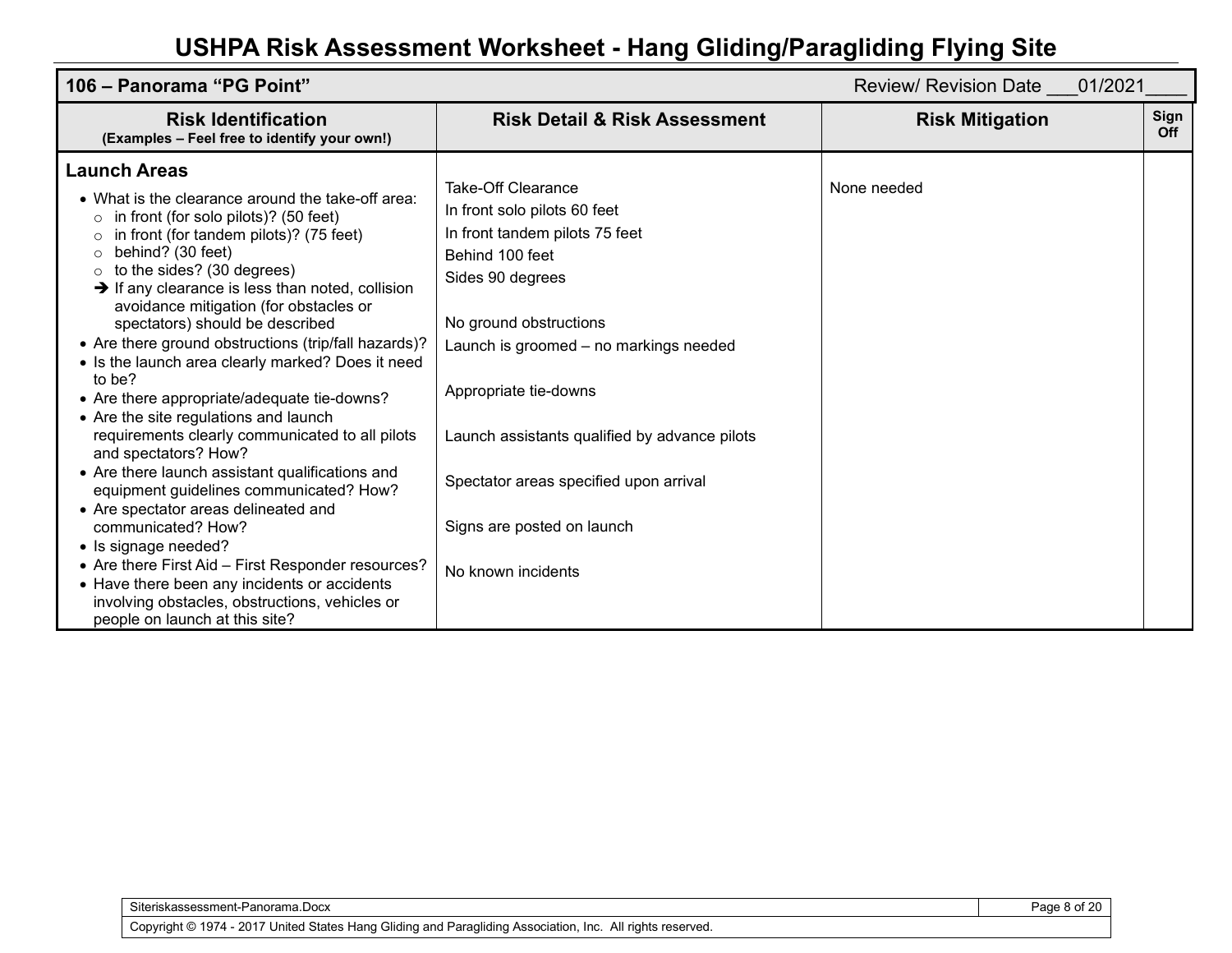# USHPA Risk Assessment Worksheet - Hang Gliding/Paragliding Flying Site

| **106 – Panorama "PG Point"** | | Review/ Revision Date ___01/2021____ | |
|---|---|---|---|
| **Risk Identification** (Examples – Feel free to identify your own!) | **Risk Detail & Risk Assessment** | **Risk Mitigation** | **Sign Off** |
| **Launch Areas**<br>• What is the clearance around the take-off area:<br>&nbsp;&nbsp;○ in front (for solo pilots)? (50 feet)<br>&nbsp;&nbsp;○ in front (for tandem pilots)? (75 feet)<br>&nbsp;&nbsp;○ behind? (30 feet)<br>&nbsp;&nbsp;○ to the sides? (30 degrees)<br>&nbsp;&nbsp;➔ If any clearance is less than noted, collision avoidance mitigation (for obstacles or spectators) should be described<br>• Are there ground obstructions (trip/fall hazards)?<br>• Is the launch area clearly marked? Does it need to be?<br>• Are there appropriate/adequate tie-downs?<br>• Are the site regulations and launch requirements clearly communicated to all pilots and spectators? How?<br>• Are there launch assistant qualifications and equipment guidelines communicated? How?<br>• Are spectator areas delineated and communicated? How?<br>• Is signage needed?<br>• Are there First Aid – First Responder resources?<br>• Have there been any incidents or accidents involving obstacles, obstructions, vehicles or people on launch at this site? | Take-Off Clearance<br>In front solo pilots 60 feet<br>In front tandem pilots 75 feet<br>Behind 100 feet<br>Sides 90 degrees<br><br>No ground obstructions<br>Launch is groomed – no markings needed<br><br>Appropriate tie-downs<br><br>Launch assistants qualified by advance pilots<br><br>Spectator areas specified upon arrival<br><br>Signs are posted on launch<br><br>No known incidents | None needed | |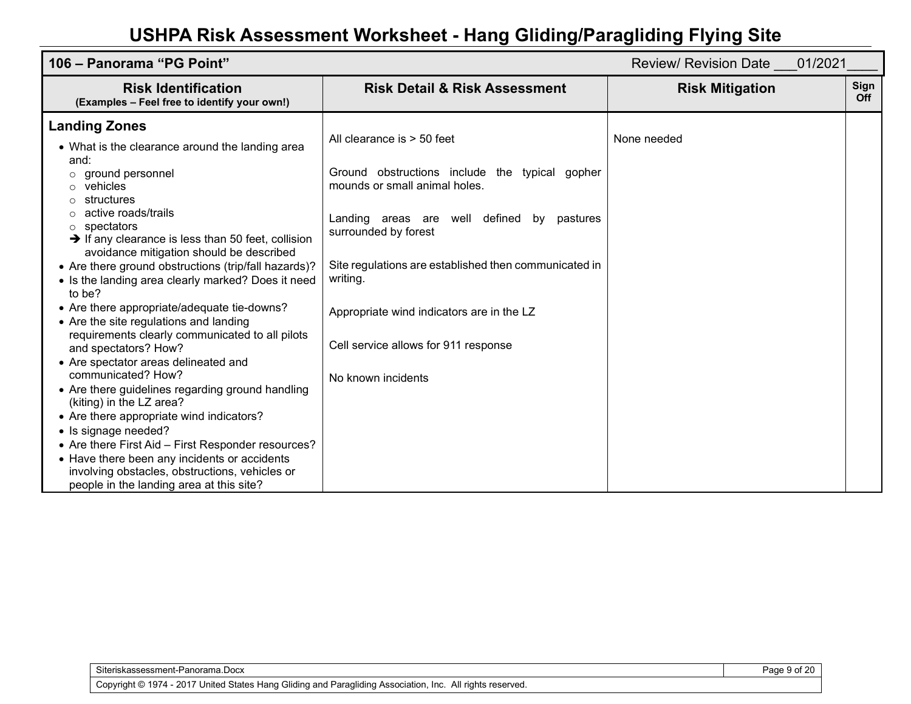# USHPA Risk Assessment Worksheet - Hang Gliding/Paragliding Flying Site

| 106 – Panorama "PG Point" | | Review/ Revision Date ___01/2021____ | |
|---|---|---|---|
| **Risk Identification**<br>**(Examples – Feel free to identify your own!)** | **Risk Detail & Risk Assessment** | **Risk Mitigation** | **Sign Off** |
| **Landing Zones**<br>• What is the clearance around the landing area and:<br>&nbsp;&nbsp;○ ground personnel<br>&nbsp;&nbsp;○ vehicles<br>&nbsp;&nbsp;○ structures<br>&nbsp;&nbsp;○ active roads/trails<br>&nbsp;&nbsp;○ spectators<br>&nbsp;&nbsp;➔ If any clearance is less than 50 feet, collision avoidance mitigation should be described<br>• Are there ground obstructions (trip/fall hazards)?<br>• Is the landing area clearly marked? Does it need to be?<br>• Are there appropriate/adequate tie-downs?<br>• Are the site regulations and landing requirements clearly communicated to all pilots and spectators? How?<br>• Are spectator areas delineated and communicated? How?<br>• Are there guidelines regarding ground handling (kiting) in the LZ area?<br>• Are there appropriate wind indicators?<br>• Is signage needed?<br>• Are there First Aid – First Responder resources?<br>• Have there been any incidents or accidents involving obstacles, obstructions, vehicles or people in the landing area at this site? | All clearance is > 50 feet<br><br>Ground obstructions include the typical gopher mounds or small animal holes.<br><br>Landing areas are well defined by pastures surrounded by forest<br><br>Site regulations are established then communicated in writing.<br><br>Appropriate wind indicators are in the LZ<br><br>Cell service allows for 911 response<br><br>No known incidents | None needed | |

Siteriskassessment-Panorama.Docx

Copyright © 1974 - 2017 United States Hang Gliding and Paragliding Association, Inc. All rights reserved.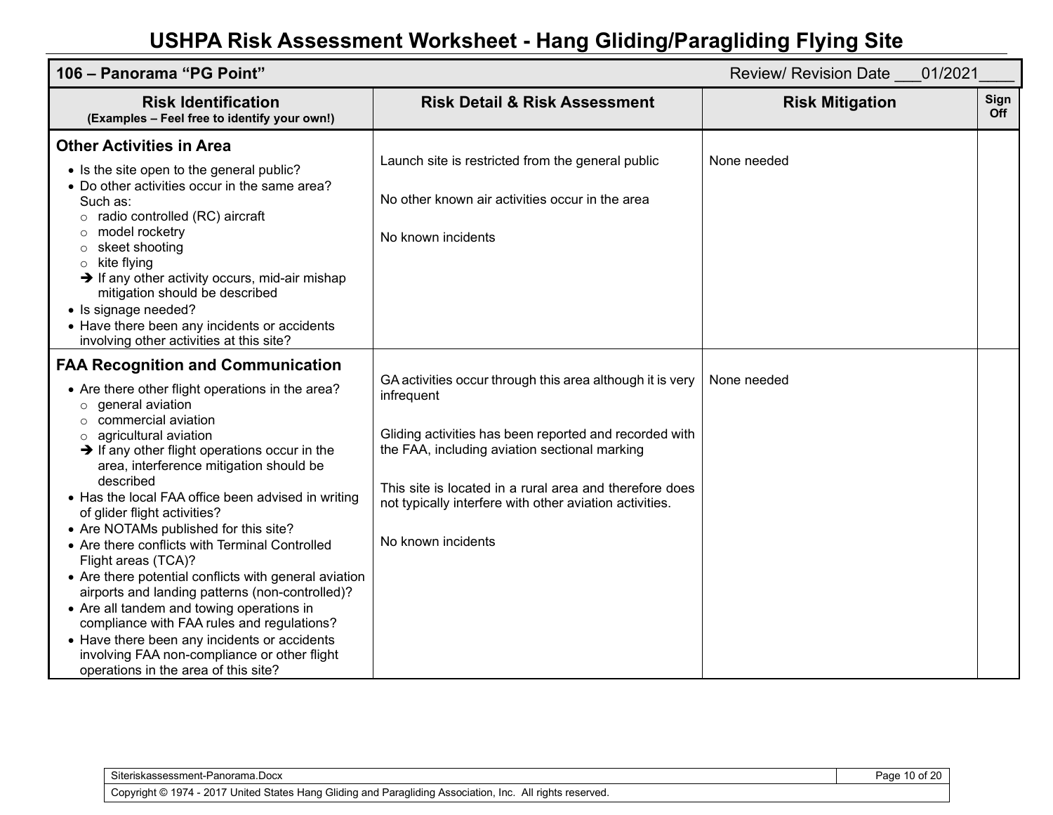# USHPA Risk Assessment Worksheet - Hang Gliding/Paragliding Flying Site

| 106 – Panorama "PG Point" | Review/ Revision Date ___01/2021____ | | |
|---|---|---|---|
| **Risk Identification**<br>**(Examples – Feel free to identify your own!)** | **Risk Detail & Risk Assessment** | **Risk Mitigation** | **Sign Off** |
| **Other Activities in Area**<br>• Is the site open to the general public?<br>• Do other activities occur in the same area? Such as:<br>○ radio controlled (RC) aircraft<br>○ model rocketry<br>○ skeet shooting<br>○ kite flying<br>➔ If any other activity occurs, mid-air mishap mitigation should be described<br>• Is signage needed?<br>• Have there been any incidents or accidents involving other activities at this site? | Launch site is restricted from the general public<br><br>No other known air activities occur in the area<br><br>No known incidents | None needed | |
| **FAA Recognition and Communication**<br>• Are there other flight operations in the area?<br>○ general aviation<br>○ commercial aviation<br>○ agricultural aviation<br>➔ If any other flight operations occur in the area, interference mitigation should be described<br>• Has the local FAA office been advised in writing of glider flight activities?<br>• Are NOTAMs published for this site?<br>• Are there conflicts with Terminal Controlled Flight areas (TCA)?<br>• Are there potential conflicts with general aviation airports and landing patterns (non-controlled)?<br>• Are all tandem and towing operations in compliance with FAA rules and regulations?<br>• Have there been any incidents or accidents involving FAA non-compliance or other flight operations in the area of this site? | GA activities occur through this area although it is very infrequent<br><br>Gliding activities has been reported and recorded with the FAA, including aviation sectional marking<br><br>This site is located in a rural area and therefore does not typically interfere with other aviation activities.<br><br>No known incidents | None needed | |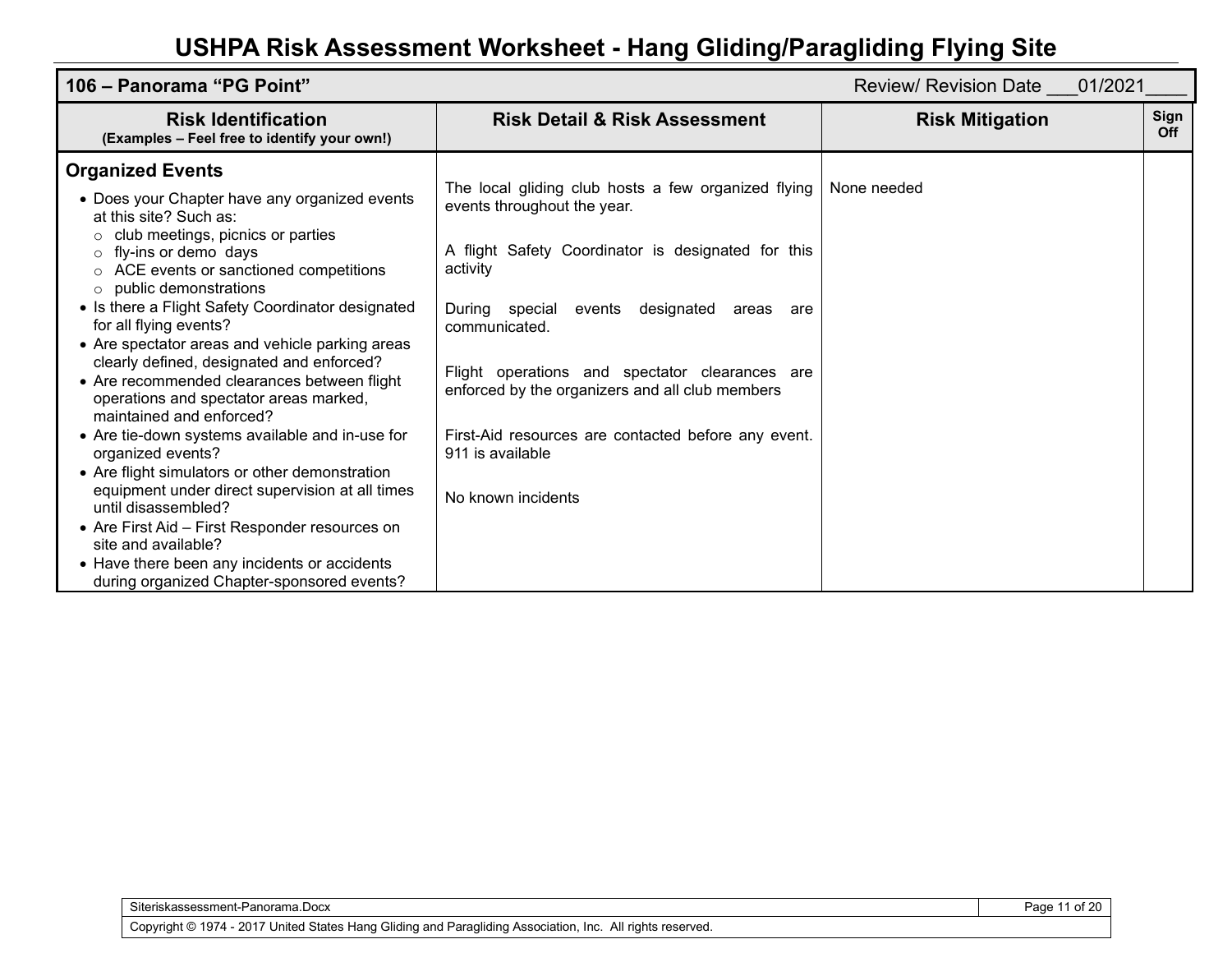# USHPA Risk Assessment Worksheet - Hang Gliding/Paragliding Flying Site

| 106 – Panorama "PG Point" | | Review/ Revision Date ___01/2021____ | |
|---|---|---|---|
| **Risk Identification** (Examples – Feel free to identify your own!) | **Risk Detail & Risk Assessment** | **Risk Mitigation** | **Sign Off** |
| **Organized Events**<br>• Does your Chapter have any organized events at this site? Such as:<br>  ○ club meetings, picnics or parties<br>  ○ fly-ins or demo days<br>  ○ ACE events or sanctioned competitions<br>  ○ public demonstrations<br>• Is there a Flight Safety Coordinator designated for all flying events?<br>• Are spectator areas and vehicle parking areas clearly defined, designated and enforced?<br>• Are recommended clearances between flight operations and spectator areas marked, maintained and enforced?<br>• Are tie-down systems available and in-use for organized events?<br>• Are flight simulators or other demonstration equipment under direct supervision at all times until disassembled?<br>• Are First Aid – First Responder resources on site and available?<br>• Have there been any incidents or accidents during organized Chapter-sponsored events? | The local gliding club hosts a few organized flying events throughout the year.<br><br>A flight Safety Coordinator is designated for this activity<br><br>During special events designated areas are communicated.<br><br>Flight operations and spectator clearances are enforced by the organizers and all club members<br><br>First-Aid resources are contacted before any event. 911 is available<br><br>No known incidents | None needed | |

Siteriskassessment-Panorama.Docx

Copyright © 1974 - 2017 United States Hang Gliding and Paragliding Association, Inc. All rights reserved.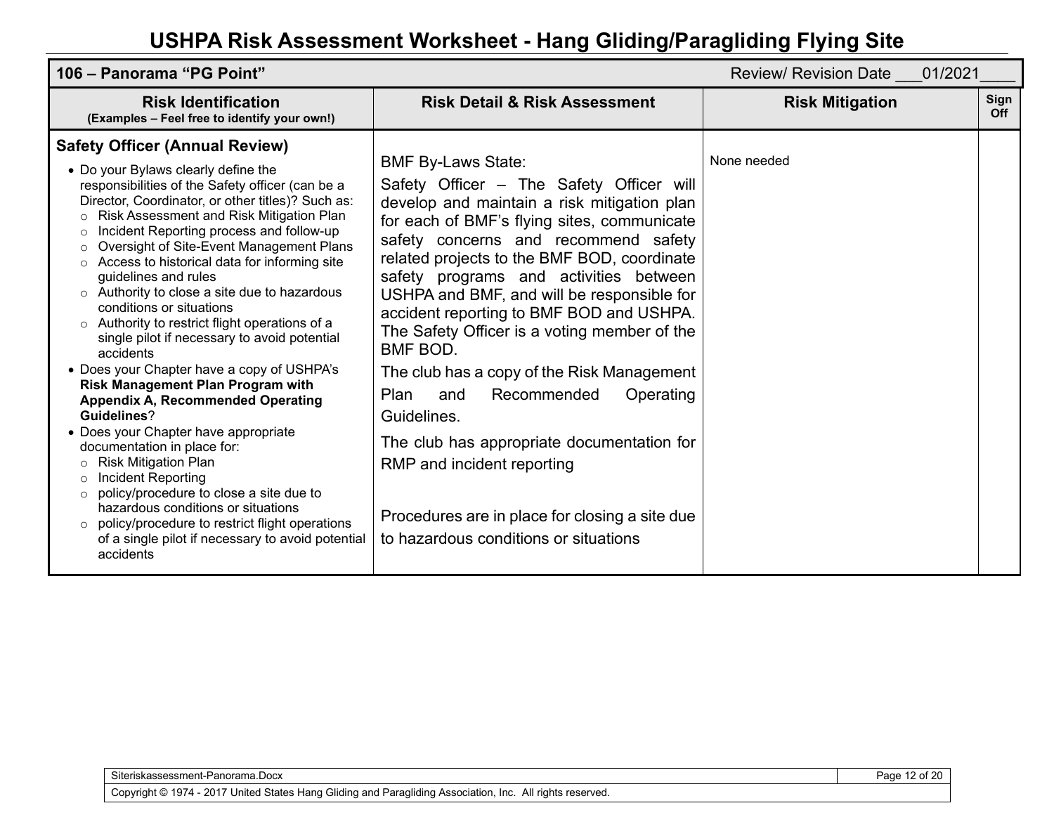# USHPA Risk Assessment Worksheet - Hang Gliding/Paragliding Flying Site

| 106 – Panorama "PG Point" | | Review/ Revision Date ___01/2021____ | |
|---|---|---|---|
| **Risk Identification** **(Examples – Feel free to identify your own!)** | **Risk Detail & Risk Assessment** | **Risk Mitigation** | **Sign Off** |
| **Safety Officer (Annual Review)**<br>• Do your Bylaws clearly define the responsibilities of the Safety officer (can be a Director, Coordinator, or other titles)? Such as:<br>○ Risk Assessment and Risk Mitigation Plan<br>○ Incident Reporting process and follow-up<br>○ Oversight of Site-Event Management Plans<br>○ Access to historical data for informing site guidelines and rules<br>○ Authority to close a site due to hazardous conditions or situations<br>○ Authority to restrict flight operations of a single pilot if necessary to avoid potential accidents<br>• Does your Chapter have a copy of USHPA's **Risk Management Plan Program with Appendix A, Recommended Operating Guidelines**?<br>• Does your Chapter have appropriate documentation in place for:<br>○ Risk Mitigation Plan<br>○ Incident Reporting<br>○ policy/procedure to close a site due to hazardous conditions or situations<br>○ policy/procedure to restrict flight operations of a single pilot if necessary to avoid potential accidents | BMF By-Laws State:<br>Safety Officer – The Safety Officer will develop and maintain a risk mitigation plan for each of BMF's flying sites, communicate safety concerns and recommend safety related projects to the BMF BOD, coordinate safety programs and activities between USHPA and BMF, and will be responsible for accident reporting to BMF BOD and USHPA. The Safety Officer is a voting member of the BMF BOD.<br>The club has a copy of the Risk Management Plan and Recommended Operating Guidelines.<br>The club has appropriate documentation for RMP and incident reporting<br><br>Procedures are in place for closing a site due to hazardous conditions or situations | None needed | |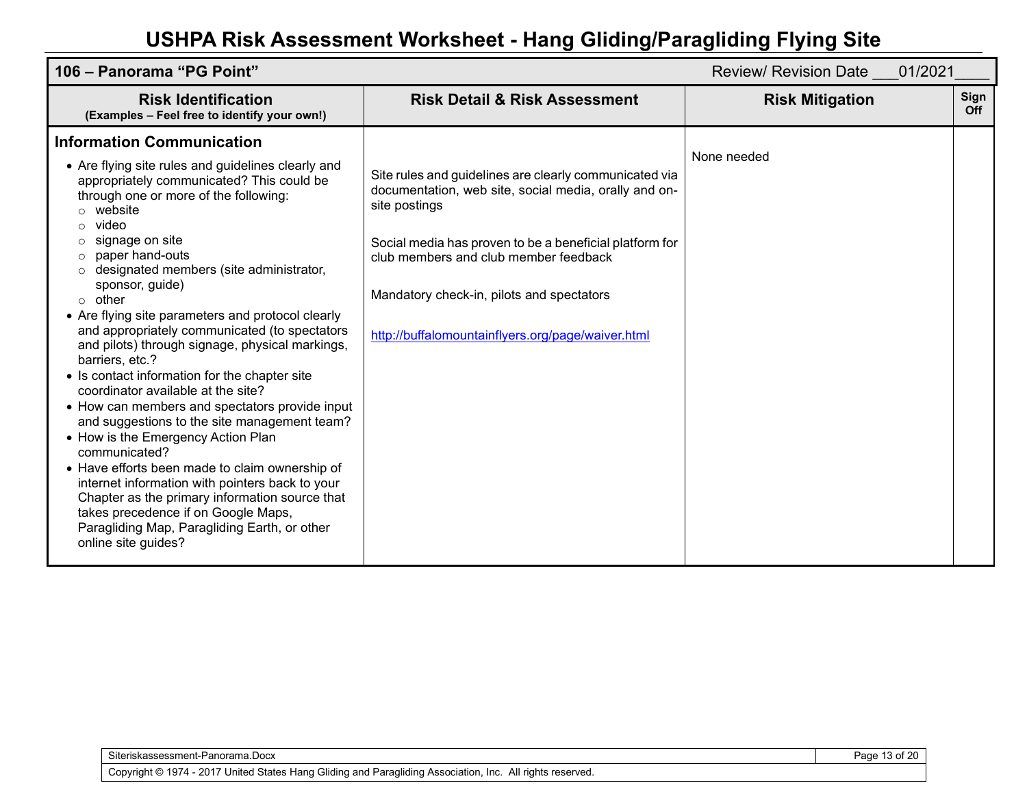# USHPA Risk Assessment Worksheet - Hang Gliding/Paragliding Flying Site

| 106 – Panorama "PG Point" | | Review/ Revision Date ___01/2021____ | |
|---|---|---|---|
| **Risk Identification** (Examples – Feel free to identify your own!) | **Risk Detail & Risk Assessment** | **Risk Mitigation** | **Sign Off** |
| **Information Communication**<br>• Are flying site rules and guidelines clearly and appropriately communicated? This could be through one or more of the following:<br>  ○ website<br>  ○ video<br>  ○ signage on site<br>  ○ paper hand-outs<br>  ○ designated members (site administrator, sponsor, guide)<br>  ○ other<br>• Are flying site parameters and protocol clearly and appropriately communicated (to spectators and pilots) through signage, physical markings, barriers, etc.?<br>• Is contact information for the chapter site coordinator available at the site?<br>• How can members and spectators provide input and suggestions to the site management team?<br>• How is the Emergency Action Plan communicated?<br>• Have efforts been made to claim ownership of internet information with pointers back to your Chapter as the primary information source that takes precedence if on Google Maps, Paragliding Map, Paragliding Earth, or other online site guides? | Site rules and guidelines are clearly communicated via documentation, web site, social media, orally and on-site postings<br><br>Social media has proven to be a beneficial platform for club members and club member feedback<br><br>Mandatory check-in, pilots and spectators<br><br>http://buffalomountainflyers.org/page/waiver.html | None needed | |

Siteriskassessment-Panorama.Docx

Copyright © 1974 - 2017 United States Hang Gliding and Paragliding Association, Inc. All rights reserved.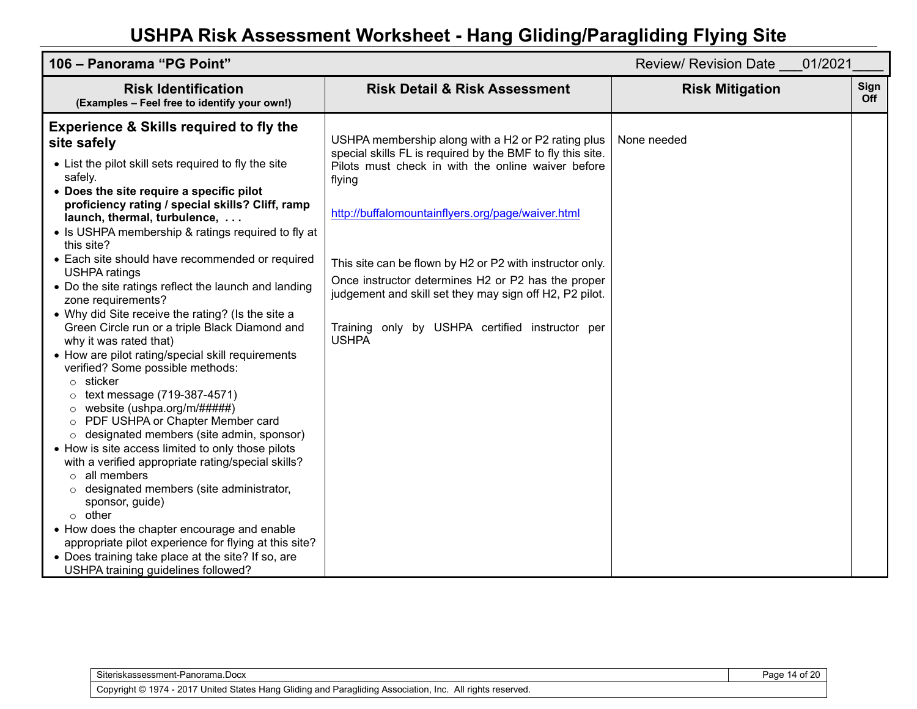# USHPA Risk Assessment Worksheet - Hang Gliding/Paragliding Flying Site

| 106 – Panorama "PG Point" | | Review/ Revision Date ___01/2021____ | |
|---|---|---|---|
| **Risk Identification**<br>**(Examples – Feel free to identify your own!)** | **Risk Detail & Risk Assessment** | **Risk Mitigation** | **Sign Off** |
| **Experience & Skills required to fly the site safely**<br>• List the pilot skill sets required to fly the site safely.<br>• **Does the site require a specific pilot proficiency rating / special skills? Cliff, ramp launch, thermal, turbulence, . . .**<br>• Is USHPA membership & ratings required to fly at this site?<br>• Each site should have recommended or required USHPA ratings<br>• Do the site ratings reflect the launch and landing zone requirements?<br>• Why did Site receive the rating? (Is the site a Green Circle run or a triple Black Diamond and why it was rated that)<br>• How are pilot rating/special skill requirements verified? Some possible methods:<br>  ○ sticker<br>  ○ text message (719-387-4571)<br>  ○ website (ushpa.org/m/#####)<br>  ○ PDF USHPA or Chapter Member card<br>  ○ designated members (site admin, sponsor)<br>• How is site access limited to only those pilots with a verified appropriate rating/special skills?<br>  ○ all members<br>  ○ designated members (site administrator, sponsor, guide)<br>  ○ other<br>• How does the chapter encourage and enable appropriate pilot experience for flying at this site?<br>• Does training take place at the site? If so, are USHPA training guidelines followed? | USHPA membership along with a H2 or P2 rating plus special skills FL is required by the BMF to fly this site. Pilots must check in with the online waiver before flying<br><br>http://buffalomountainflyers.org/page/waiver.html<br><br>This site can be flown by H2 or P2 with instructor only.<br>Once instructor determines H2 or P2 has the proper judgement and skill set they may sign off H2, P2 pilot.<br><br>Training only by USHPA certified instructor per USHPA | None needed | |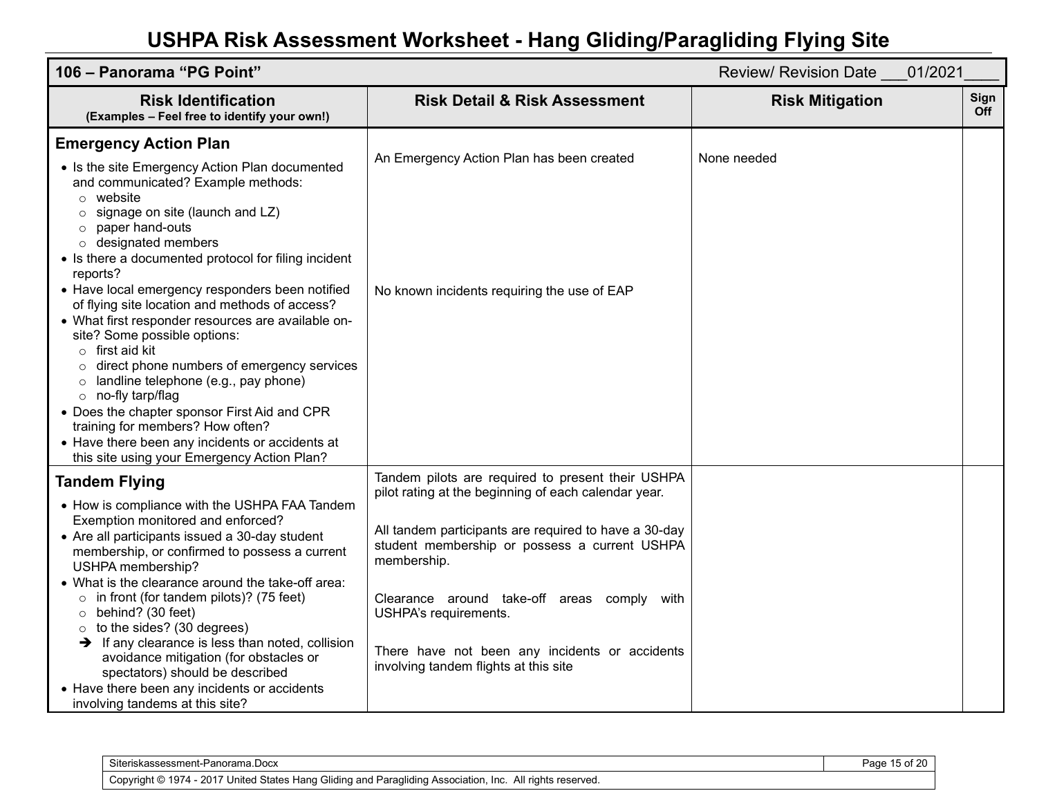# USHPA Risk Assessment Worksheet - Hang Gliding/Paragliding Flying Site

| 106 – Panorama "PG Point" | | Review/ Revision Date ___01/2021____ | |
|---|---|---|---|
| **Risk Identification**<br>**(Examples – Feel free to identify your own!)** | **Risk Detail & Risk Assessment** | **Risk Mitigation** | **Sign Off** |
| **Emergency Action Plan**<br>• Is the site Emergency Action Plan documented and communicated? Example methods:<br>&nbsp;&nbsp;○ website<br>&nbsp;&nbsp;○ signage on site (launch and LZ)<br>&nbsp;&nbsp;○ paper hand-outs<br>&nbsp;&nbsp;○ designated members<br>• Is there a documented protocol for filing incident reports?<br>• Have local emergency responders been notified of flying site location and methods of access?<br>• What first responder resources are available on-site? Some possible options:<br>&nbsp;&nbsp;○ first aid kit<br>&nbsp;&nbsp;○ direct phone numbers of emergency services<br>&nbsp;&nbsp;○ landline telephone (e.g., pay phone)<br>&nbsp;&nbsp;○ no-fly tarp/flag<br>• Does the chapter sponsor First Aid and CPR training for members? How often?<br>• Have there been any incidents or accidents at this site using your Emergency Action Plan? | An Emergency Action Plan has been created<br><br>No known incidents requiring the use of EAP | None needed | |
| **Tandem Flying**<br>• How is compliance with the USHPA FAA Tandem Exemption monitored and enforced?<br>• Are all participants issued a 30-day student membership, or confirmed to possess a current USHPA membership?<br>• What is the clearance around the take-off area:<br>&nbsp;&nbsp;○ in front (for tandem pilots)? (75 feet)<br>&nbsp;&nbsp;○ behind? (30 feet)<br>&nbsp;&nbsp;○ to the sides? (30 degrees)<br>&nbsp;&nbsp;➔ If any clearance is less than noted, collision avoidance mitigation (for obstacles or spectators) should be described<br>• Have there been any incidents or accidents involving tandems at this site? | Tandem pilots are required to present their USHPA pilot rating at the beginning of each calendar year.<br><br>All tandem participants are required to have a 30-day student membership or possess a current USHPA membership.<br><br>Clearance around take-off areas comply with USHPA's requirements.<br><br>There have not been any incidents or accidents involving tandem flights at this site | | |

Siteriskassessment-Panorama.Docx

Copyright © 1974 - 2017 United States Hang Gliding and Paragliding Association, Inc. All rights reserved.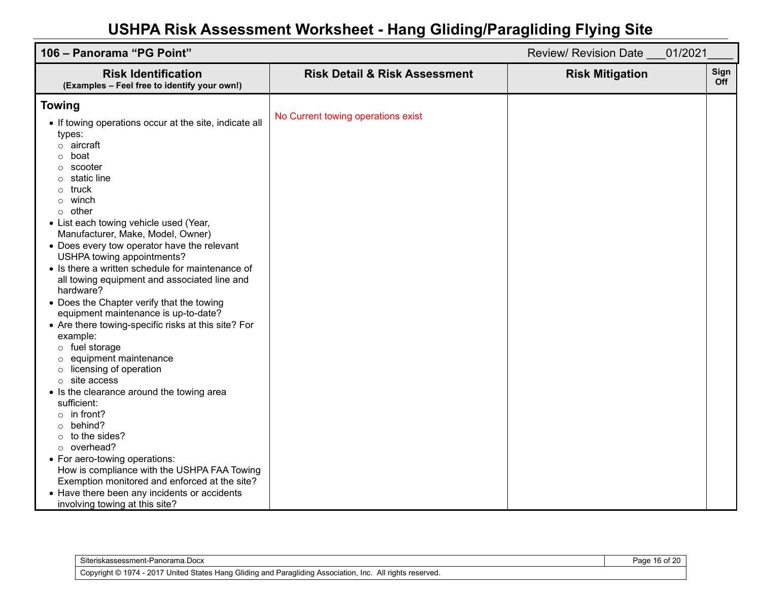# USHPA Risk Assessment Worksheet - Hang Gliding/Paragliding Flying Site

| 106 – Panorama "PG Point" | | Review/ Revision Date ___01/2021____ | |
|---|---|---|---|
| **Risk Identification** (Examples – Feel free to identify your own!) | **Risk Detail & Risk Assessment** | **Risk Mitigation** | **Sign Off** |
| **Towing**<br>• If towing operations occur at the site, indicate all types:<br>○ aircraft<br>○ boat<br>○ scooter<br>○ static line<br>○ truck<br>○ winch<br>○ other<br>• List each towing vehicle used (Year, Manufacturer, Make, Model, Owner)<br>• Does every tow operator have the relevant USHPA towing appointments?<br>• Is there a written schedule for maintenance of all towing equipment and associated line and hardware?<br>• Does the Chapter verify that the towing equipment maintenance is up-to-date?<br>• Are there towing-specific risks at this site? For example:<br>○ fuel storage<br>○ equipment maintenance<br>○ licensing of operation<br>○ site access<br>• Is the clearance around the towing area sufficient:<br>○ in front?<br>○ behind?<br>○ to the sides?<br>○ overhead?<br>• For aero-towing operations:<br>How is compliance with the USHPA FAA Towing Exemption monitored and enforced at the site?<br>• Have there been any incidents or accidents involving towing at this site? | No Current towing operations exist | | |

Siteriskassessment-Panorama.Docx

Copyright © 1974 - 2017 United States Hang Gliding and Paragliding Association, Inc. All rights reserved.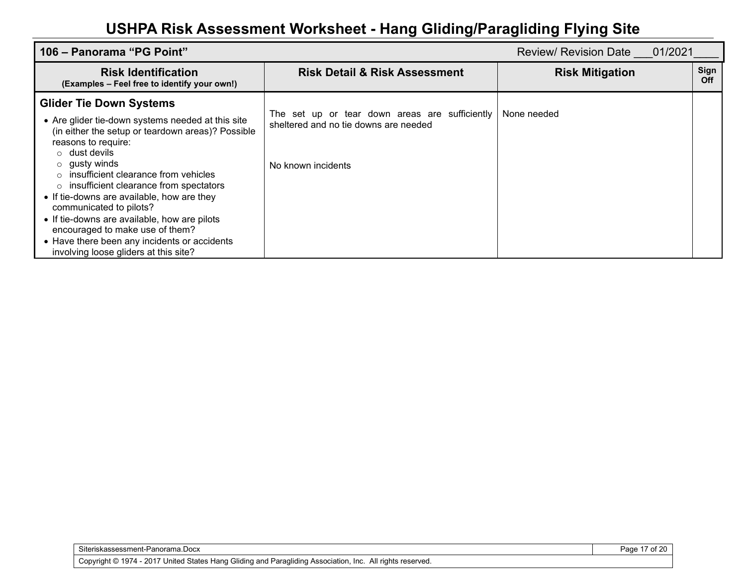# USHPA Risk Assessment Worksheet - Hang Gliding/Paragliding Flying Site

| 106 – Panorama "PG Point" | | Review/ Revision Date ___01/2021____ | |
|---|---|---|---|
| **Risk Identification** (Examples – Feel free to identify your own!) | **Risk Detail & Risk Assessment** | **Risk Mitigation** | **Sign Off** |
| **Glider Tie Down Systems**<br>• Are glider tie-down systems needed at this site (in either the setup or teardown areas)? Possible reasons to require:<br>  ○ dust devils<br>  ○ gusty winds<br>  ○ insufficient clearance from vehicles<br>  ○ insufficient clearance from spectators<br>• If tie-downs are available, how are they communicated to pilots?<br>• If tie-downs are available, how are pilots encouraged to make use of them?<br>• Have there been any incidents or accidents involving loose gliders at this site? | The set up or tear down areas are sufficiently sheltered and no tie downs are needed<br><br>No known incidents | None needed | |

Siteriskassessment-Panorama.Docx

Copyright © 1974 - 2017 United States Hang Gliding and Paragliding Association, Inc. All rights reserved.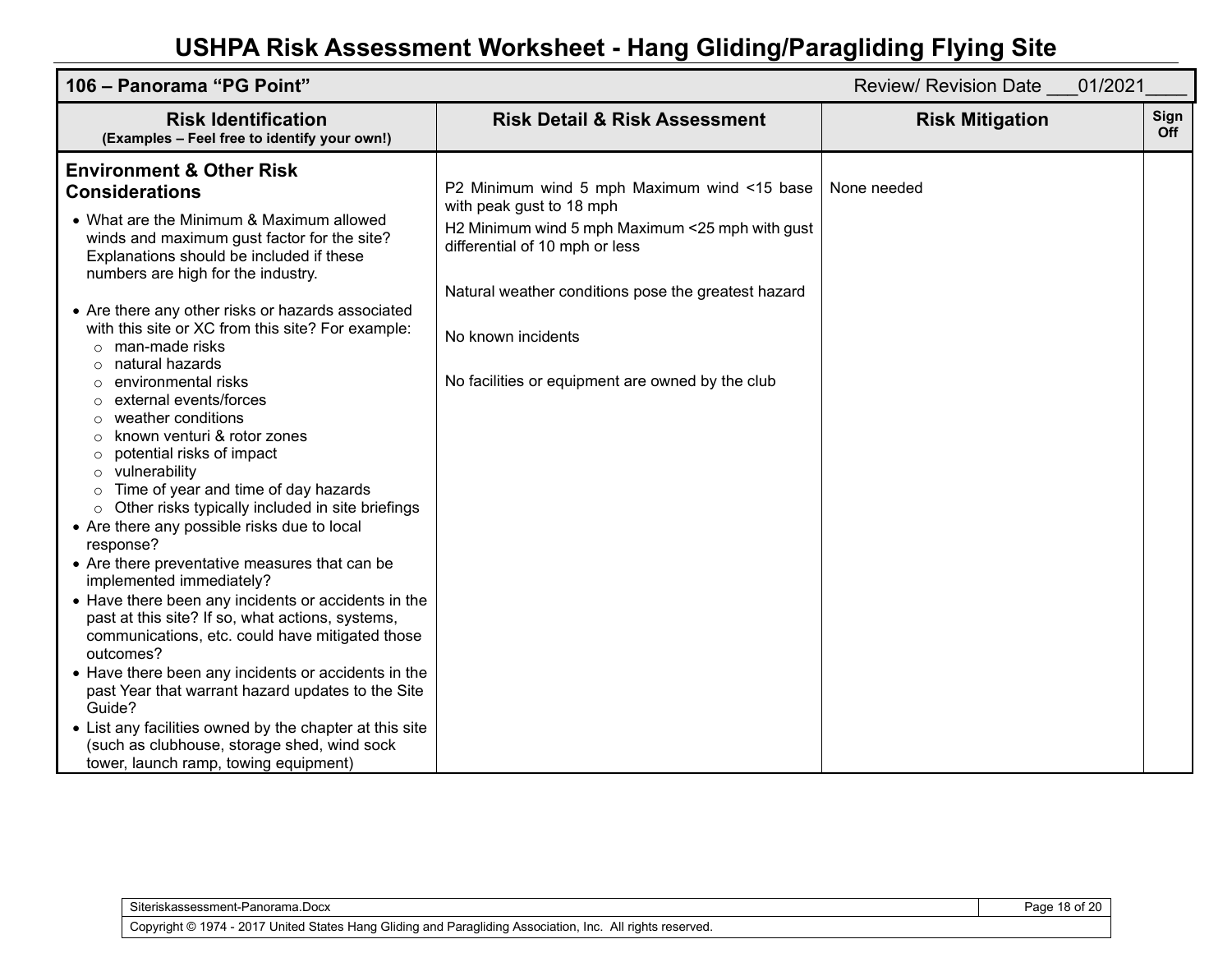# USHPA Risk Assessment Worksheet - Hang Gliding/Paragliding Flying Site

| 106 – Panorama "PG Point" | | Review/ Revision Date \_\_\_01/2021\_\_\_\_ | |
|---|---|---|---|
| **Risk Identification** (Examples – Feel free to identify your own!) | **Risk Detail & Risk Assessment** | **Risk Mitigation** | **Sign Off** |
| **Environment & Other Risk Considerations**<br>• What are the Minimum & Maximum allowed winds and maximum gust factor for the site? Explanations should be included if these numbers are high for the industry.<br>• Are there any other risks or hazards associated with this site or XC from this site? For example:<br>○ man-made risks<br>○ natural hazards<br>○ environmental risks<br>○ external events/forces<br>○ weather conditions<br>○ known venturi & rotor zones<br>○ potential risks of impact<br>○ vulnerability<br>○ Time of year and time of day hazards<br>○ Other risks typically included in site briefings<br>• Are there any possible risks due to local response?<br>• Are there preventative measures that can be implemented immediately?<br>• Have there been any incidents or accidents in the past at this site? If so, what actions, systems, communications, etc. could have mitigated those outcomes?<br>• Have there been any incidents or accidents in the past Year that warrant hazard updates to the Site Guide?<br>• List any facilities owned by the chapter at this site (such as clubhouse, storage shed, wind sock tower, launch ramp, towing equipment) | P2 Minimum wind 5 mph Maximum wind <15 base with peak gust to 18 mph<br>H2 Minimum wind 5 mph Maximum <25 mph with gust differential of 10 mph or less<br><br>Natural weather conditions pose the greatest hazard<br><br>No known incidents<br><br>No facilities or equipment are owned by the club | None needed | |

Siteriskassessment-Panorama.Docx

Copyright © 1974 - 2017 United States Hang Gliding and Paragliding Association, Inc. All rights reserved.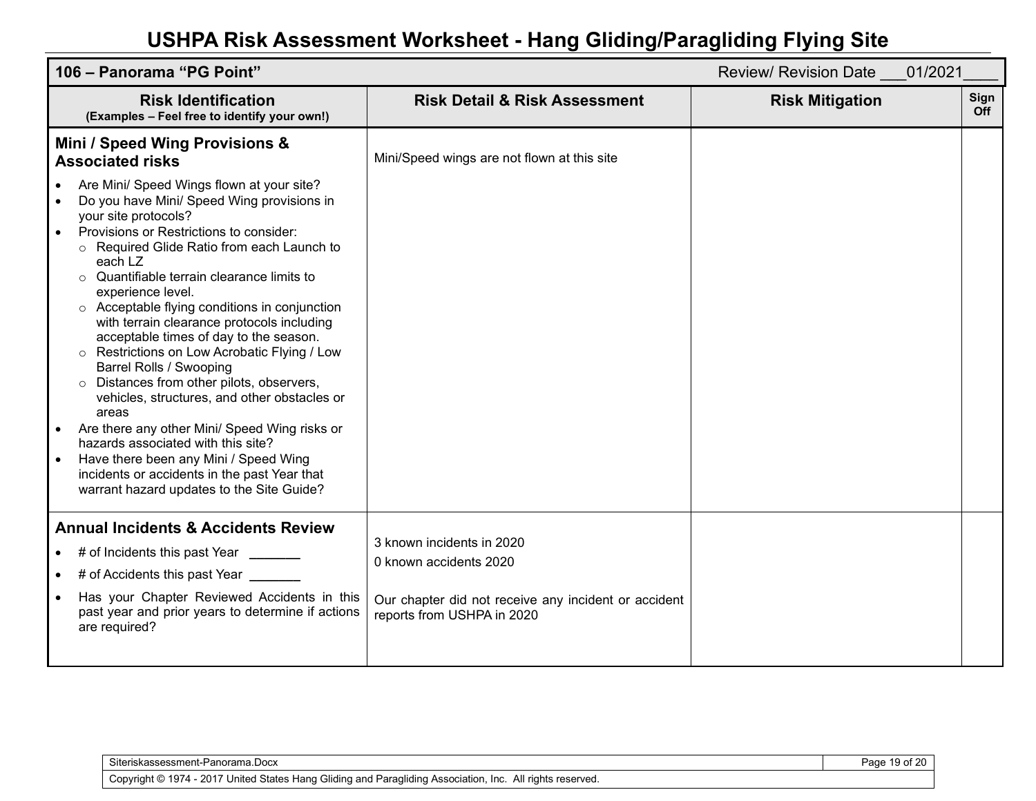# USHPA Risk Assessment Worksheet - Hang Gliding/Paragliding Flying Site

| 106 – Panorama "PG Point" | | Review/ Revision Date ___01/2021____ | |
|---|---|---|---|
| **Risk Identification**<br>**(Examples – Feel free to identify your own!)** | **Risk Detail & Risk Assessment** | **Risk Mitigation** | **Sign Off** |
| **Mini / Speed Wing Provisions & Associated risks**<br>• Are Mini/ Speed Wings flown at your site?<br>• Do you have Mini/ Speed Wing provisions in your site protocols?<br>• Provisions or Restrictions to consider:<br>  ○ Required Glide Ratio from each Launch to each LZ<br>  ○ Quantifiable terrain clearance limits to experience level.<br>  ○ Acceptable flying conditions in conjunction with terrain clearance protocols including acceptable times of day to the season.<br>  ○ Restrictions on Low Acrobatic Flying / Low Barrel Rolls / Swooping<br>  ○ Distances from other pilots, observers, vehicles, structures, and other obstacles or areas<br>• Are there any other Mini/ Speed Wing risks or hazards associated with this site?<br>• Have there been any Mini / Speed Wing incidents or accidents in the past Year that warrant hazard updates to the Site Guide? | Mini/Speed wings are not flown at this site | | |
| **Annual Incidents & Accidents Review**<br>• # of Incidents this past Year _______<br>• # of Accidents this past Year _______<br>• Has your Chapter Reviewed Accidents in this past year and prior years to determine if actions are required? | 3 known incidents in 2020<br>0 known accidents 2020<br><br>Our chapter did not receive any incident or accident reports from USHPA in 2020 | | |

Siteriskassessment-Panorama.Docx

Copyright © 1974 - 2017 United States Hang Gliding and Paragliding Association, Inc. All rights reserved.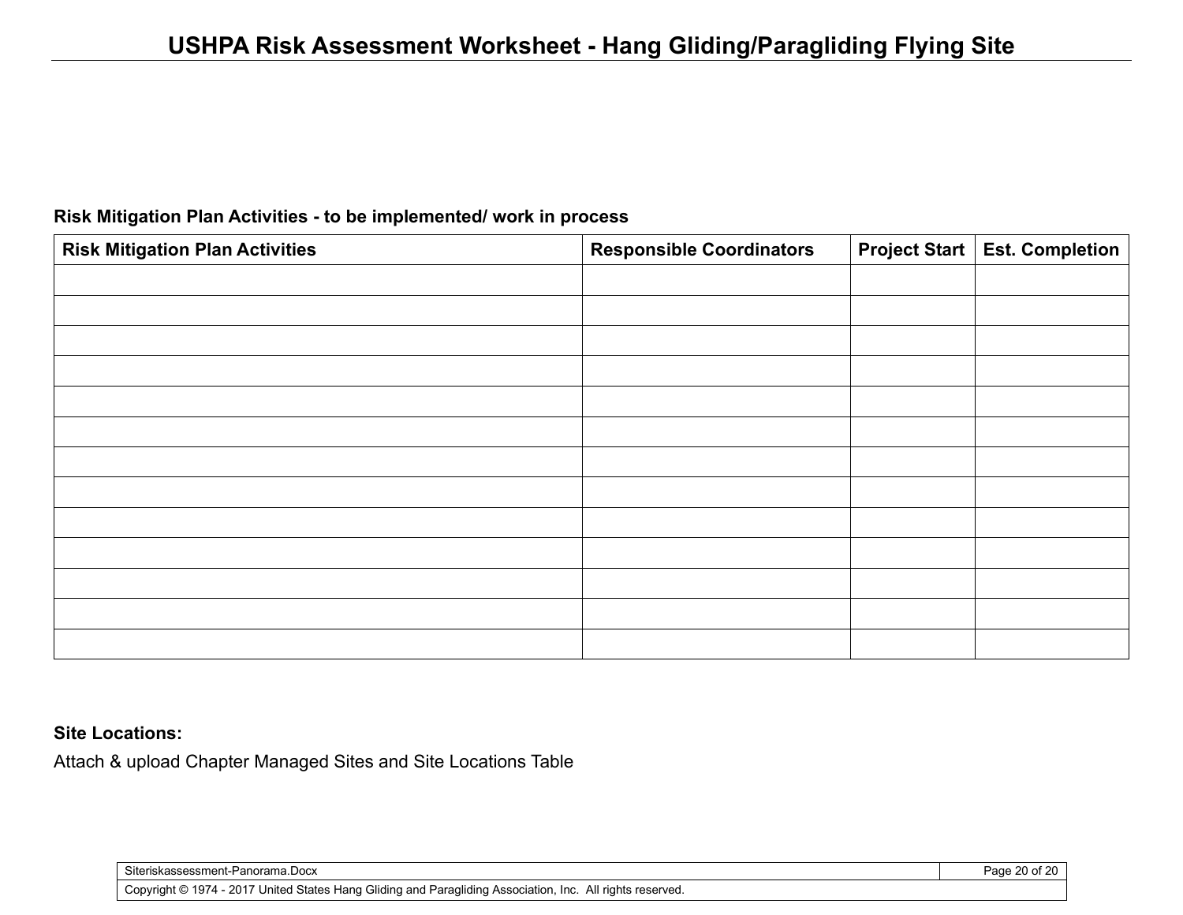**Risk Mitigation Plan Activities - to be implemented/ work in process**

| Risk Mitigation Plan Activities | Responsible Coordinators | Project Start | Est. Completion |
|---|---|---|---|
| | | | |
| | | | |
| | | | |
| | | | |
| | | | |
| | | | |
| | | | |
| | | | |
| | | | |
| | | | |
| | | | |
| | | | |
| | | | |

**Site Locations:**

Attach & upload Chapter Managed Sites and Site Locations Table